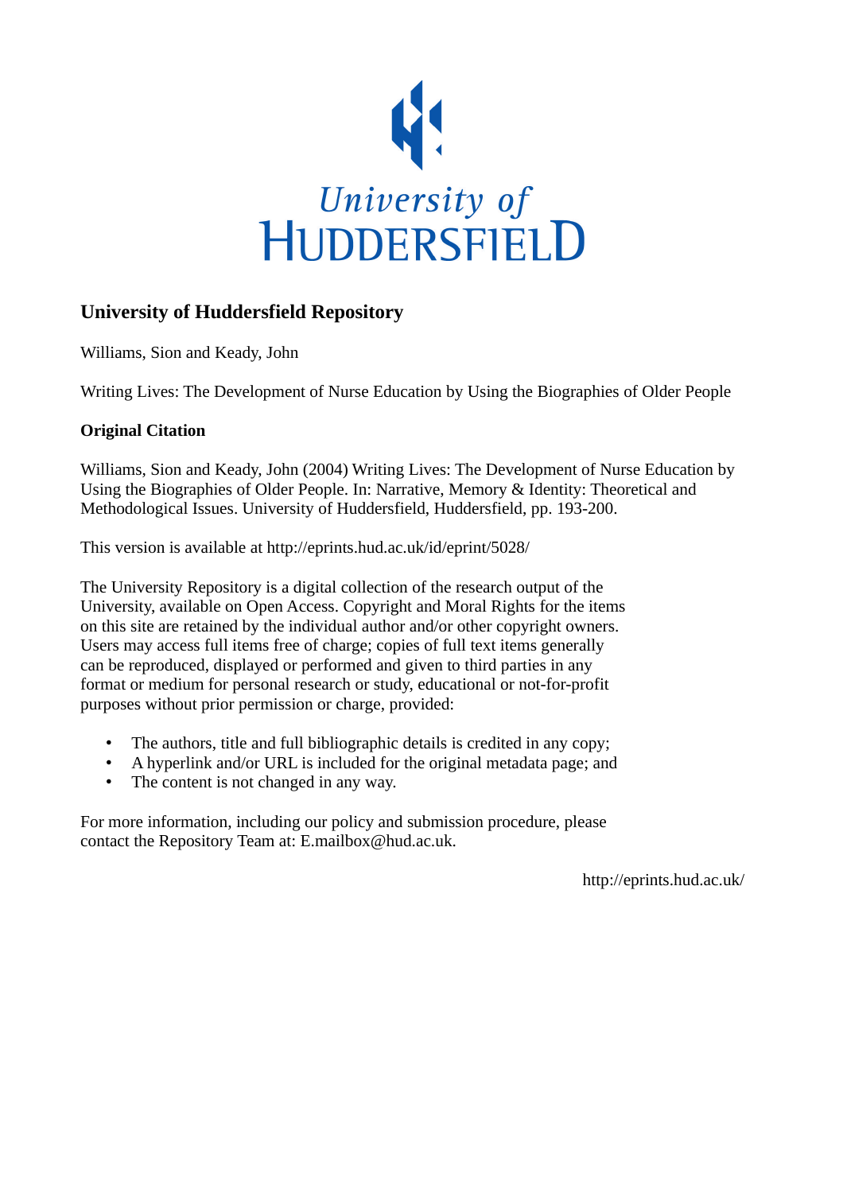University of
HUDDERSFIELD

## University of Huddersfield Repository

Williams, Sion and Keady, John

Writing Lives: The Development of Nurse Education by Using the Biographies of Older People

### Original Citation

Williams, Sion and Keady, John (2004) Writing Lives: The Development of Nurse Education by Using the Biographies of Older People. In: Narrative, Memory & Identity: Theoretical and Methodological Issues. University of Huddersfield, Huddersfield, pp. 193-200.

This version is available at http://eprints.hud.ac.uk/id/eprint/5028/

The University Repository is a digital collection of the research output of the University, available on Open Access. Copyright and Moral Rights for the items on this site are retained by the individual author and/or other copyright owners. Users may access full items free of charge; copies of full text items generally can be reproduced, displayed or performed and given to third parties in any format or medium for personal research or study, educational or not-for-profit purposes without prior permission or charge, provided:

- The authors, title and full bibliographic details is credited in any copy;
- A hyperlink and/or URL is included for the original metadata page; and
- The content is not changed in any way.

For more information, including our policy and submission procedure, please contact the Repository Team at: E.mailbox@hud.ac.uk.

http://eprints.hud.ac.uk/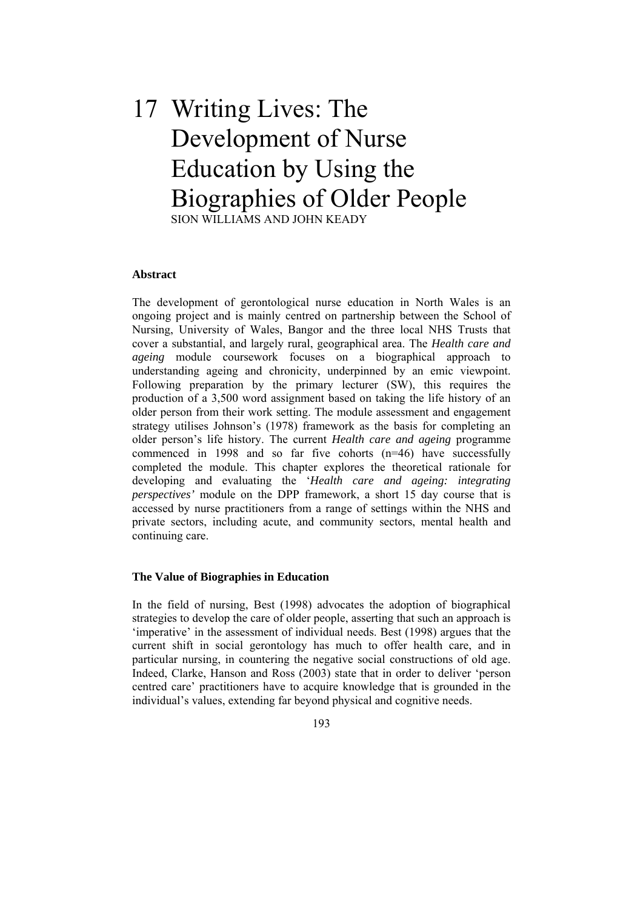# 17 Writing Lives: The Development of Nurse Education by Using the Biographies of Older People

SION WILLIAMS AND JOHN KEADY

### Abstract

The development of gerontological nurse education in North Wales is an ongoing project and is mainly centred on partnership between the School of Nursing, University of Wales, Bangor and the three local NHS Trusts that cover a substantial, and largely rural, geographical area. The *Health care and ageing* module coursework focuses on a biographical approach to understanding ageing and chronicity, underpinned by an emic viewpoint. Following preparation by the primary lecturer (SW), this requires the production of a 3,500 word assignment based on taking the life history of an older person from their work setting. The module assessment and engagement strategy utilises Johnson's (1978) framework as the basis for completing an older person's life history. The current *Health care and ageing* programme commenced in 1998 and so far five cohorts (n=46) have successfully completed the module. This chapter explores the theoretical rationale for developing and evaluating the '*Health care and ageing: integrating perspectives'* module on the DPP framework, a short 15 day course that is accessed by nurse practitioners from a range of settings within the NHS and private sectors, including acute, and community sectors, mental health and continuing care.

### The Value of Biographies in Education

In the field of nursing, Best (1998) advocates the adoption of biographical strategies to develop the care of older people, asserting that such an approach is 'imperative' in the assessment of individual needs. Best (1998) argues that the current shift in social gerontology has much to offer health care, and in particular nursing, in countering the negative social constructions of old age. Indeed, Clarke, Hanson and Ross (2003) state that in order to deliver 'person centred care' practitioners have to acquire knowledge that is grounded in the individual's values, extending far beyond physical and cognitive needs.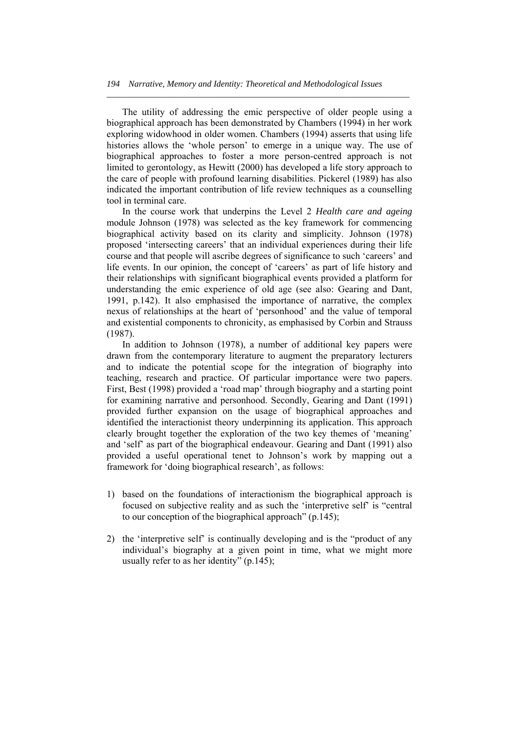The utility of addressing the emic perspective of older people using a biographical approach has been demonstrated by Chambers (1994) in her work exploring widowhood in older women. Chambers (1994) asserts that using life histories allows the 'whole person' to emerge in a unique way. The use of biographical approaches to foster a more person-centred approach is not limited to gerontology, as Hewitt (2000) has developed a life story approach to the care of people with profound learning disabilities. Pickerel (1989) has also indicated the important contribution of life review techniques as a counselling tool in terminal care.

In the course work that underpins the Level 2 *Health care and ageing* module Johnson (1978) was selected as the key framework for commencing biographical activity based on its clarity and simplicity. Johnson (1978) proposed 'intersecting careers' that an individual experiences during their life course and that people will ascribe degrees of significance to such 'careers' and life events. In our opinion, the concept of 'careers' as part of life history and their relationships with significant biographical events provided a platform for understanding the emic experience of old age (see also: Gearing and Dant, 1991, p.142). It also emphasised the importance of narrative, the complex nexus of relationships at the heart of 'personhood' and the value of temporal and existential components to chronicity, as emphasised by Corbin and Strauss (1987).

In addition to Johnson (1978), a number of additional key papers were drawn from the contemporary literature to augment the preparatory lecturers and to indicate the potential scope for the integration of biography into teaching, research and practice. Of particular importance were two papers. First, Best (1998) provided a 'road map' through biography and a starting point for examining narrative and personhood. Secondly, Gearing and Dant (1991) provided further expansion on the usage of biographical approaches and identified the interactionist theory underpinning its application. This approach clearly brought together the exploration of the two key themes of 'meaning' and 'self' as part of the biographical endeavour. Gearing and Dant (1991) also provided a useful operational tenet to Johnson's work by mapping out a framework for 'doing biographical research', as follows:

1) based on the foundations of interactionism the biographical approach is focused on subjective reality and as such the 'interpretive self' is "central to our conception of the biographical approach" (p.145);

2) the 'interpretive self' is continually developing and is the "product of any individual's biography at a given point in time, what we might more usually refer to as her identity" (p.145);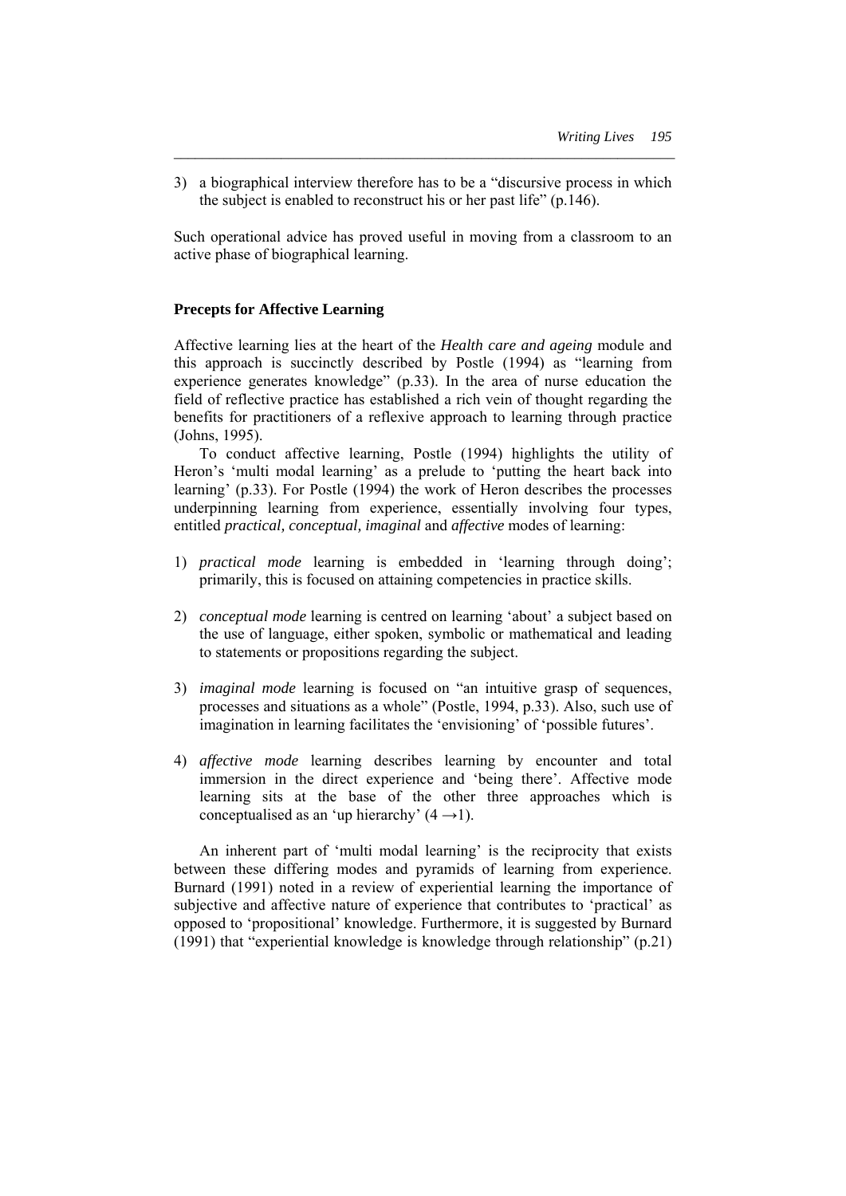3) a biographical interview therefore has to be a "discursive process in which the subject is enabled to reconstruct his or her past life" (p.146).

Such operational advice has proved useful in moving from a classroom to an active phase of biographical learning.

### Precepts for Affective Learning

Affective learning lies at the heart of the *Health care and ageing* module and this approach is succinctly described by Postle (1994) as "learning from experience generates knowledge" (p.33). In the area of nurse education the field of reflective practice has established a rich vein of thought regarding the benefits for practitioners of a reflexive approach to learning through practice (Johns, 1995).

To conduct affective learning, Postle (1994) highlights the utility of Heron's 'multi modal learning' as a prelude to 'putting the heart back into learning' (p.33). For Postle (1994) the work of Heron describes the processes underpinning learning from experience, essentially involving four types, entitled *practical, conceptual, imaginal* and *affective* modes of learning:

1) *practical mode* learning is embedded in 'learning through doing'; primarily, this is focused on attaining competencies in practice skills.

2) *conceptual mode* learning is centred on learning 'about' a subject based on the use of language, either spoken, symbolic or mathematical and leading to statements or propositions regarding the subject.

3) *imaginal mode* learning is focused on "an intuitive grasp of sequences, processes and situations as a whole" (Postle, 1994, p.33). Also, such use of imagination in learning facilitates the 'envisioning' of 'possible futures'.

4) *affective mode* learning describes learning by encounter and total immersion in the direct experience and 'being there'. Affective mode learning sits at the base of the other three approaches which is conceptualised as an 'up hierarchy' (4 →1).

An inherent part of 'multi modal learning' is the reciprocity that exists between these differing modes and pyramids of learning from experience. Burnard (1991) noted in a review of experiential learning the importance of subjective and affective nature of experience that contributes to 'practical' as opposed to 'propositional' knowledge. Furthermore, it is suggested by Burnard (1991) that "experiential knowledge is knowledge through relationship" (p.21)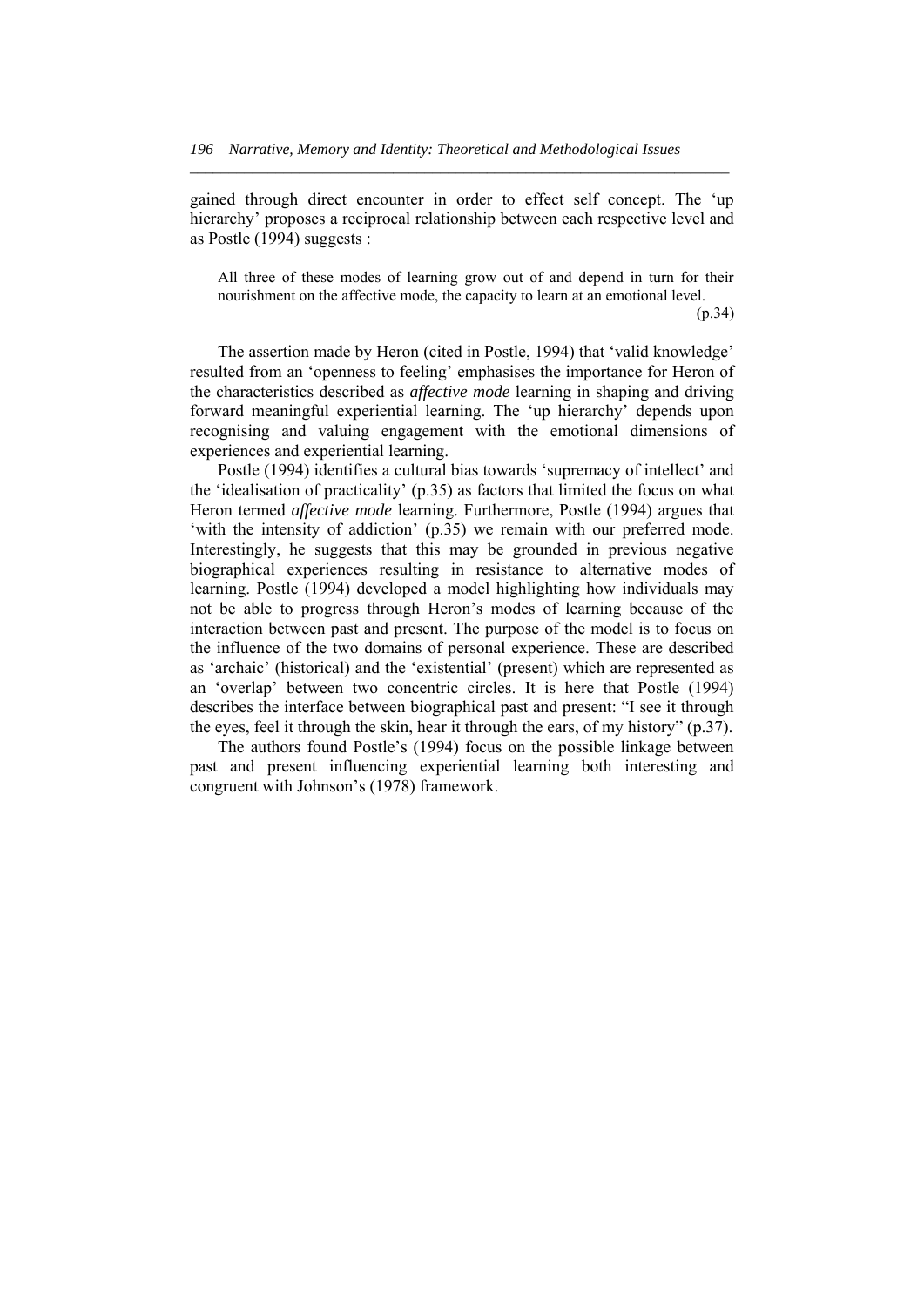gained through direct encounter in order to effect self concept. The 'up hierarchy' proposes a reciprocal relationship between each respective level and as Postle (1994) suggests :

> All three of these modes of learning grow out of and depend in turn for their nourishment on the affective mode, the capacity to learn at an emotional level.
> (p.34)

The assertion made by Heron (cited in Postle, 1994) that 'valid knowledge' resulted from an 'openness to feeling' emphasises the importance for Heron of the characteristics described as *affective mode* learning in shaping and driving forward meaningful experiential learning. The 'up hierarchy' depends upon recognising and valuing engagement with the emotional dimensions of experiences and experiential learning.

Postle (1994) identifies a cultural bias towards 'supremacy of intellect' and the 'idealisation of practicality' (p.35) as factors that limited the focus on what Heron termed *affective mode* learning. Furthermore, Postle (1994) argues that 'with the intensity of addiction' (p.35) we remain with our preferred mode. Interestingly, he suggests that this may be grounded in previous negative biographical experiences resulting in resistance to alternative modes of learning. Postle (1994) developed a model highlighting how individuals may not be able to progress through Heron's modes of learning because of the interaction between past and present. The purpose of the model is to focus on the influence of the two domains of personal experience. These are described as 'archaic' (historical) and the 'existential' (present) which are represented as an 'overlap' between two concentric circles. It is here that Postle (1994) describes the interface between biographical past and present: "I see it through the eyes, feel it through the skin, hear it through the ears, of my history" (p.37).

The authors found Postle's (1994) focus on the possible linkage between past and present influencing experiential learning both interesting and congruent with Johnson's (1978) framework.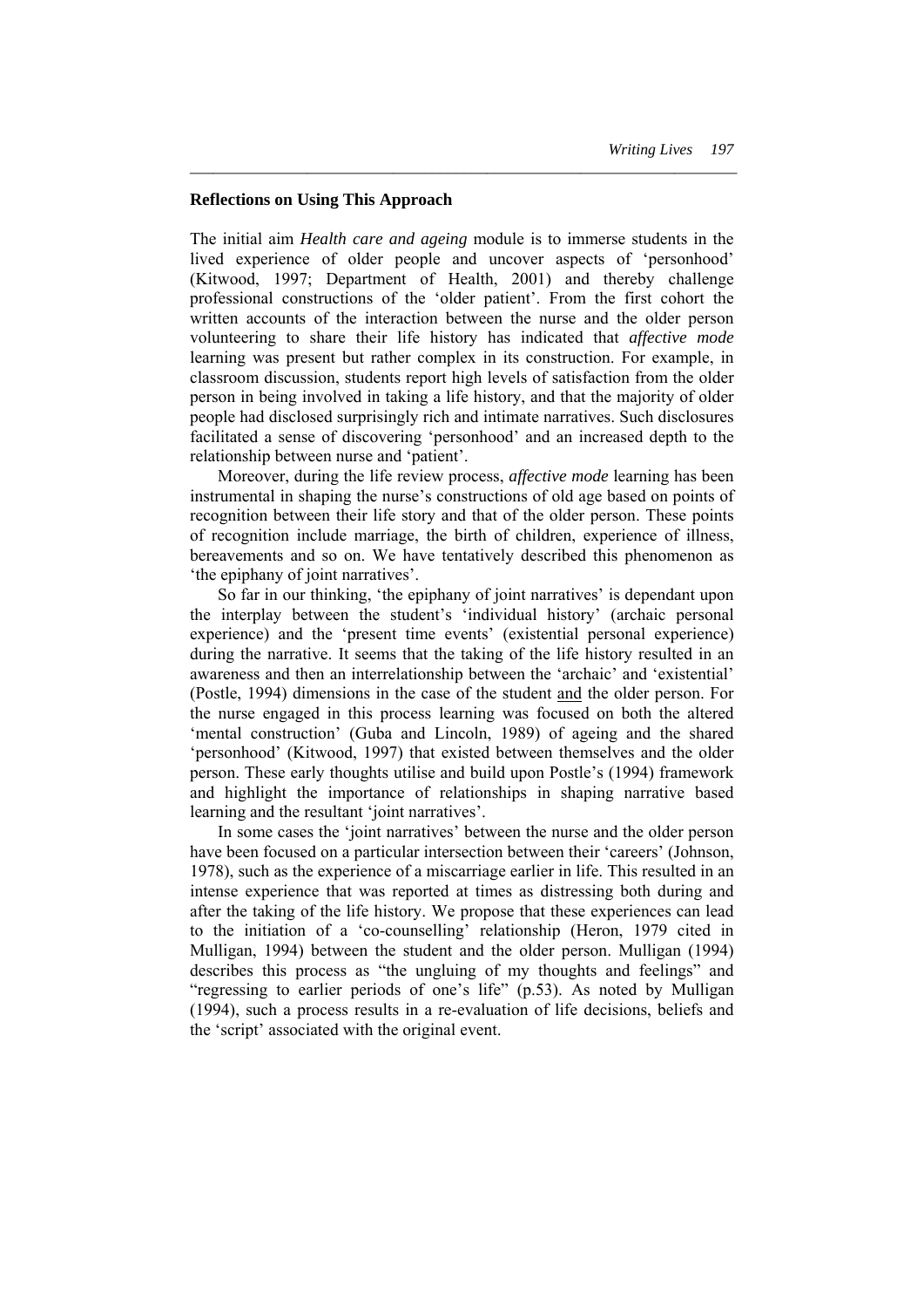**Reflections on Using This Approach**

The initial aim *Health care and ageing* module is to immerse students in the lived experience of older people and uncover aspects of 'personhood' (Kitwood, 1997; Department of Health, 2001) and thereby challenge professional constructions of the 'older patient'. From the first cohort the written accounts of the interaction between the nurse and the older person volunteering to share their life history has indicated that *affective mode* learning was present but rather complex in its construction. For example, in classroom discussion, students report high levels of satisfaction from the older person in being involved in taking a life history, and that the majority of older people had disclosed surprisingly rich and intimate narratives. Such disclosures facilitated a sense of discovering 'personhood' and an increased depth to the relationship between nurse and 'patient'.

Moreover, during the life review process, *affective mode* learning has been instrumental in shaping the nurse's constructions of old age based on points of recognition between their life story and that of the older person. These points of recognition include marriage, the birth of children, experience of illness, bereavements and so on. We have tentatively described this phenomenon as 'the epiphany of joint narratives'.

So far in our thinking, 'the epiphany of joint narratives' is dependant upon the interplay between the student's 'individual history' (archaic personal experience) and the 'present time events' (existential personal experience) during the narrative. It seems that the taking of the life history resulted in an awareness and then an interrelationship between the 'archaic' and 'existential' (Postle, 1994) dimensions in the case of the student <u>and</u> the older person. For the nurse engaged in this process learning was focused on both the altered 'mental construction' (Guba and Lincoln, 1989) of ageing and the shared 'personhood' (Kitwood, 1997) that existed between themselves and the older person. These early thoughts utilise and build upon Postle's (1994) framework and highlight the importance of relationships in shaping narrative based learning and the resultant 'joint narratives'.

In some cases the 'joint narratives' between the nurse and the older person have been focused on a particular intersection between their 'careers' (Johnson, 1978), such as the experience of a miscarriage earlier in life. This resulted in an intense experience that was reported at times as distressing both during and after the taking of the life history. We propose that these experiences can lead to the initiation of a 'co-counselling' relationship (Heron, 1979 cited in Mulligan, 1994) between the student and the older person. Mulligan (1994) describes this process as "the ungluing of my thoughts and feelings" and "regressing to earlier periods of one's life" (p.53). As noted by Mulligan (1994), such a process results in a re-evaluation of life decisions, beliefs and the 'script' associated with the original event.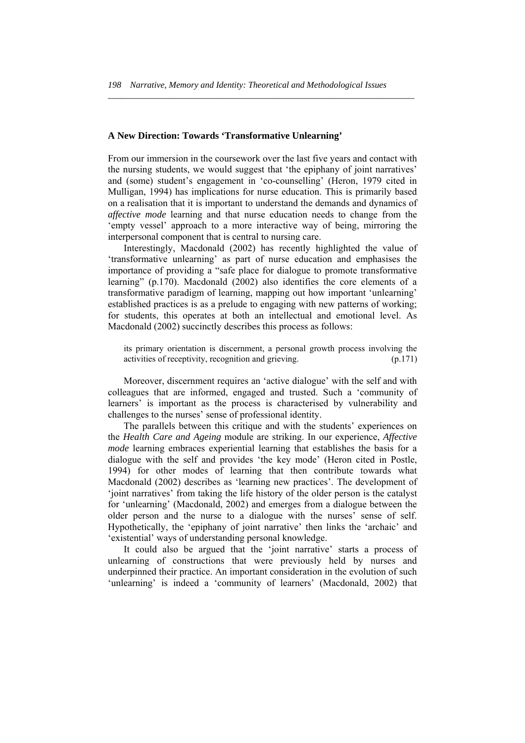### A New Direction: Towards 'Transformative Unlearning'

From our immersion in the coursework over the last five years and contact with the nursing students, we would suggest that 'the epiphany of joint narratives' and (some) student's engagement in 'co-counselling' (Heron, 1979 cited in Mulligan, 1994) has implications for nurse education. This is primarily based on a realisation that it is important to understand the demands and dynamics of *affective mode* learning and that nurse education needs to change from the 'empty vessel' approach to a more interactive way of being, mirroring the interpersonal component that is central to nursing care.

Interestingly, Macdonald (2002) has recently highlighted the value of 'transformative unlearning' as part of nurse education and emphasises the importance of providing a "safe place for dialogue to promote transformative learning" (p.170). Macdonald (2002) also identifies the core elements of a transformative paradigm of learning, mapping out how important 'unlearning' established practices is as a prelude to engaging with new patterns of working; for students, this operates at both an intellectual and emotional level. As Macdonald (2002) succinctly describes this process as follows:

> its primary orientation is discernment, a personal growth process involving the activities of receptivity, recognition and grieving. (p.171)

Moreover, discernment requires an 'active dialogue' with the self and with colleagues that are informed, engaged and trusted. Such a 'community of learners' is important as the process is characterised by vulnerability and challenges to the nurses' sense of professional identity.

The parallels between this critique and with the students' experiences on the *Health Care and Ageing* module are striking. In our experience, *Affective mode* learning embraces experiential learning that establishes the basis for a dialogue with the self and provides 'the key mode' (Heron cited in Postle, 1994) for other modes of learning that then contribute towards what Macdonald (2002) describes as 'learning new practices'. The development of 'joint narratives' from taking the life history of the older person is the catalyst for 'unlearning' (Macdonald, 2002) and emerges from a dialogue between the older person and the nurse to a dialogue with the nurses' sense of self. Hypothetically, the 'epiphany of joint narrative' then links the 'archaic' and 'existential' ways of understanding personal knowledge.

It could also be argued that the 'joint narrative' starts a process of unlearning of constructions that were previously held by nurses and underpinned their practice. An important consideration in the evolution of such 'unlearning' is indeed a 'community of learners' (Macdonald, 2002) that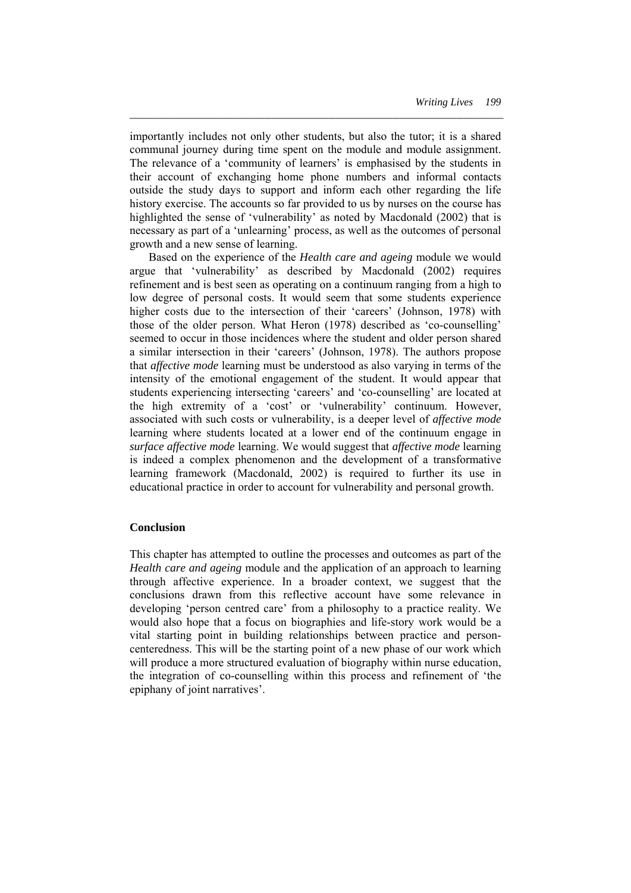importantly includes not only other students, but also the tutor; it is a shared communal journey during time spent on the module and module assignment. The relevance of a 'community of learners' is emphasised by the students in their account of exchanging home phone numbers and informal contacts outside the study days to support and inform each other regarding the life history exercise. The accounts so far provided to us by nurses on the course has highlighted the sense of 'vulnerability' as noted by Macdonald (2002) that is necessary as part of a 'unlearning' process, as well as the outcomes of personal growth and a new sense of learning.

Based on the experience of the *Health care and ageing* module we would argue that 'vulnerability' as described by Macdonald (2002) requires refinement and is best seen as operating on a continuum ranging from a high to low degree of personal costs. It would seem that some students experience higher costs due to the intersection of their 'careers' (Johnson, 1978) with those of the older person. What Heron (1978) described as 'co-counselling' seemed to occur in those incidences where the student and older person shared a similar intersection in their 'careers' (Johnson, 1978). The authors propose that *affective mode* learning must be understood as also varying in terms of the intensity of the emotional engagement of the student. It would appear that students experiencing intersecting 'careers' and 'co-counselling' are located at the high extremity of a 'cost' or 'vulnerability' continuum. However, associated with such costs or vulnerability, is a deeper level of *affective mode* learning where students located at a lower end of the continuum engage in *surface affective mode* learning. We would suggest that *affective mode* learning is indeed a complex phenomenon and the development of a transformative learning framework (Macdonald, 2002) is required to further its use in educational practice in order to account for vulnerability and personal growth.

## Conclusion

This chapter has attempted to outline the processes and outcomes as part of the *Health care and ageing* module and the application of an approach to learning through affective experience. In a broader context, we suggest that the conclusions drawn from this reflective account have some relevance in developing 'person centred care' from a philosophy to a practice reality. We would also hope that a focus on biographies and life-story work would be a vital starting point in building relationships between practice and person-centeredness. This will be the starting point of a new phase of our work which will produce a more structured evaluation of biography within nurse education, the integration of co-counselling within this process and refinement of 'the epiphany of joint narratives'.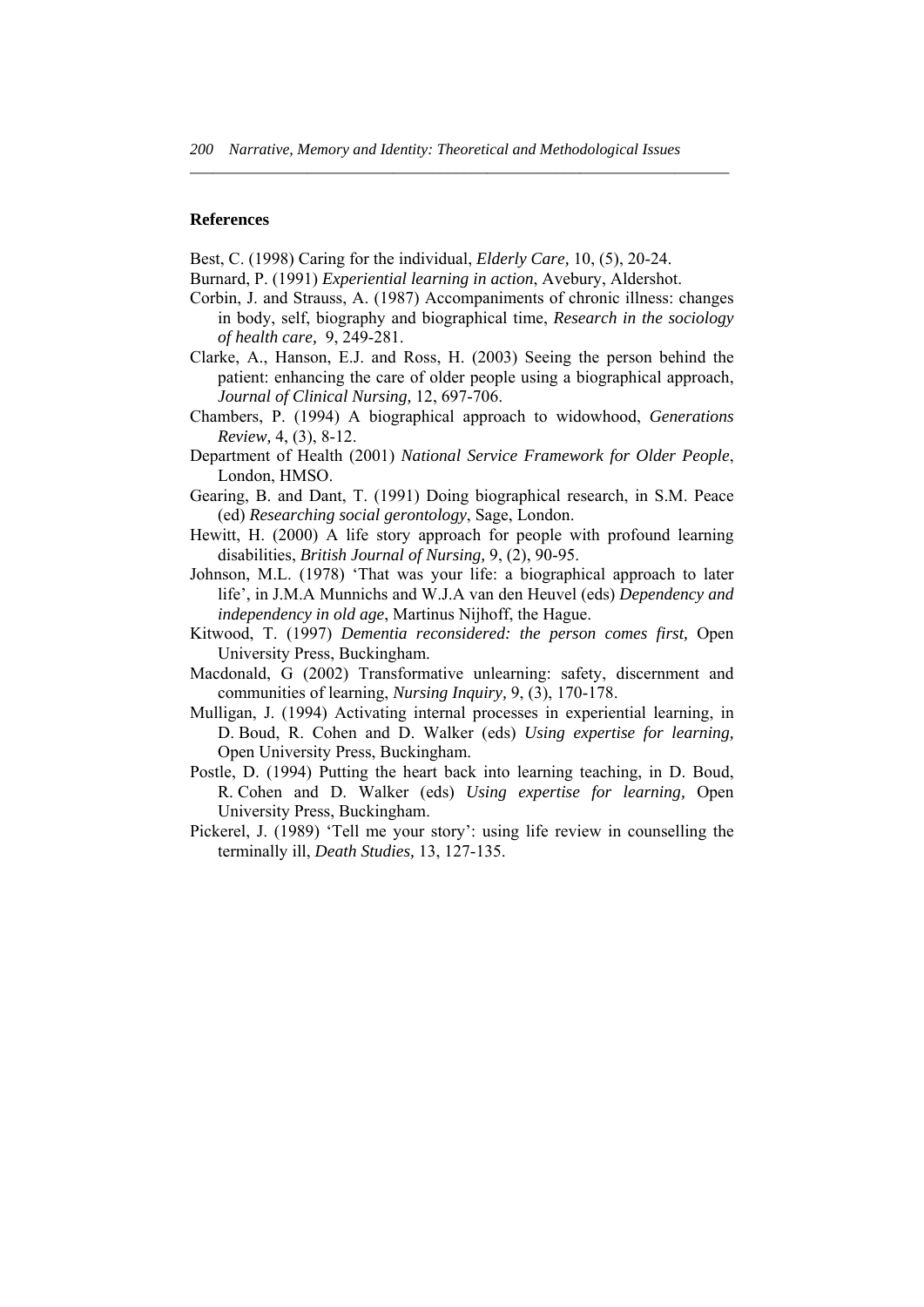## References

Best, C. (1998) Caring for the individual, *Elderly Care,* 10, (5), 20-24.

Burnard, P. (1991) *Experiential learning in action*, Avebury, Aldershot.

Corbin, J. and Strauss, A. (1987) Accompaniments of chronic illness: changes in body, self, biography and biographical time, *Research in the sociology of health care,* 9, 249-281.

Clarke, A., Hanson, E.J. and Ross, H. (2003) Seeing the person behind the patient: enhancing the care of older people using a biographical approach, *Journal of Clinical Nursing,* 12, 697-706.

Chambers, P. (1994) A biographical approach to widowhood, *Generations Review,* 4, (3), 8-12.

Department of Health (2001) *National Service Framework for Older People*, London, HMSO.

Gearing, B. and Dant, T. (1991) Doing biographical research, in S.M. Peace (ed) *Researching social gerontology*, Sage, London.

Hewitt, H. (2000) A life story approach for people with profound learning disabilities, *British Journal of Nursing,* 9, (2), 90-95.

Johnson, M.L. (1978) 'That was your life: a biographical approach to later life', in J.M.A Munnichs and W.J.A van den Heuvel (eds) *Dependency and independency in old age*, Martinus Nijhoff, the Hague.

Kitwood, T. (1997) *Dementia reconsidered: the person comes first,* Open University Press, Buckingham.

Macdonald, G (2002) Transformative unlearning: safety, discernment and communities of learning, *Nursing Inquiry,* 9, (3), 170-178.

Mulligan, J. (1994) Activating internal processes in experiential learning, in D. Boud, R. Cohen and D. Walker (eds) *Using expertise for learning,* Open University Press, Buckingham.

Postle, D. (1994) Putting the heart back into learning teaching, in D. Boud, R. Cohen and D. Walker (eds) *Using expertise for learning,* Open University Press, Buckingham.

Pickerel, J. (1989) 'Tell me your story': using life review in counselling the terminally ill, *Death Studies,* 13, 127-135.